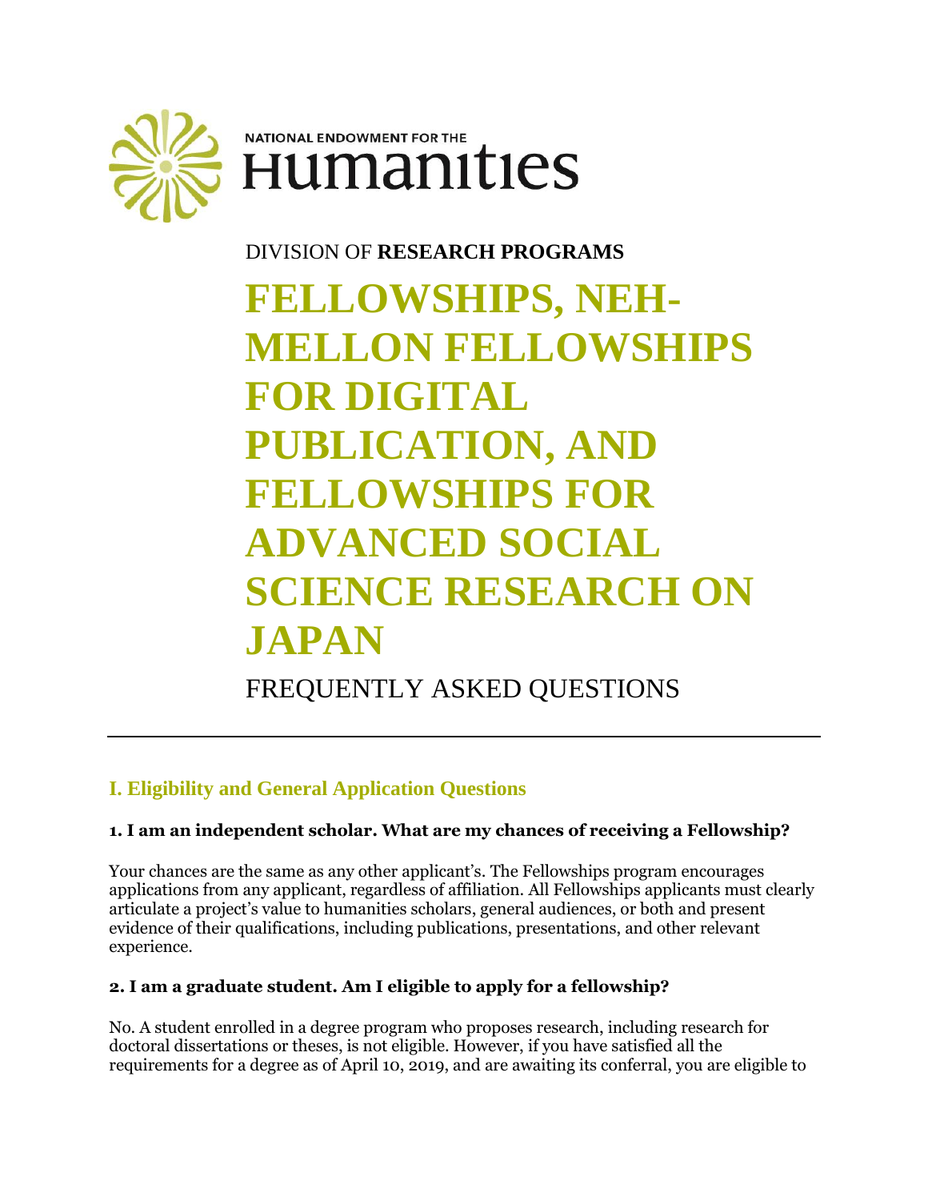NATIONAL ENDOWMENT FOR THE

Humanities

DIVISION OF **RESEARCH PROGRAMS**

# FELLOWSHIPS, NEH-MELLON FELLOWSHIPS FOR DIGITAL PUBLICATION, AND FELLOWSHIPS FOR ADVANCED SOCIAL SCIENCE RESEARCH ON JAPAN

FREQUENTLY ASKED QUESTIONS

---

## I. Eligibility and General Application Questions

### 1. I am an independent scholar. What are my chances of receiving a Fellowship?

Your chances are the same as any other applicant's. The Fellowships program encourages applications from any applicant, regardless of affiliation. All Fellowships applicants must clearly articulate a project's value to humanities scholars, general audiences, or both and present evidence of their qualifications, including publications, presentations, and other relevant experience.

### 2. I am a graduate student. Am I eligible to apply for a fellowship?

No. A student enrolled in a degree program who proposes research, including research for doctoral dissertations or theses, is not eligible. However, if you have satisfied all the requirements for a degree as of April 10, 2019, and are awaiting its conferral, you are eligible to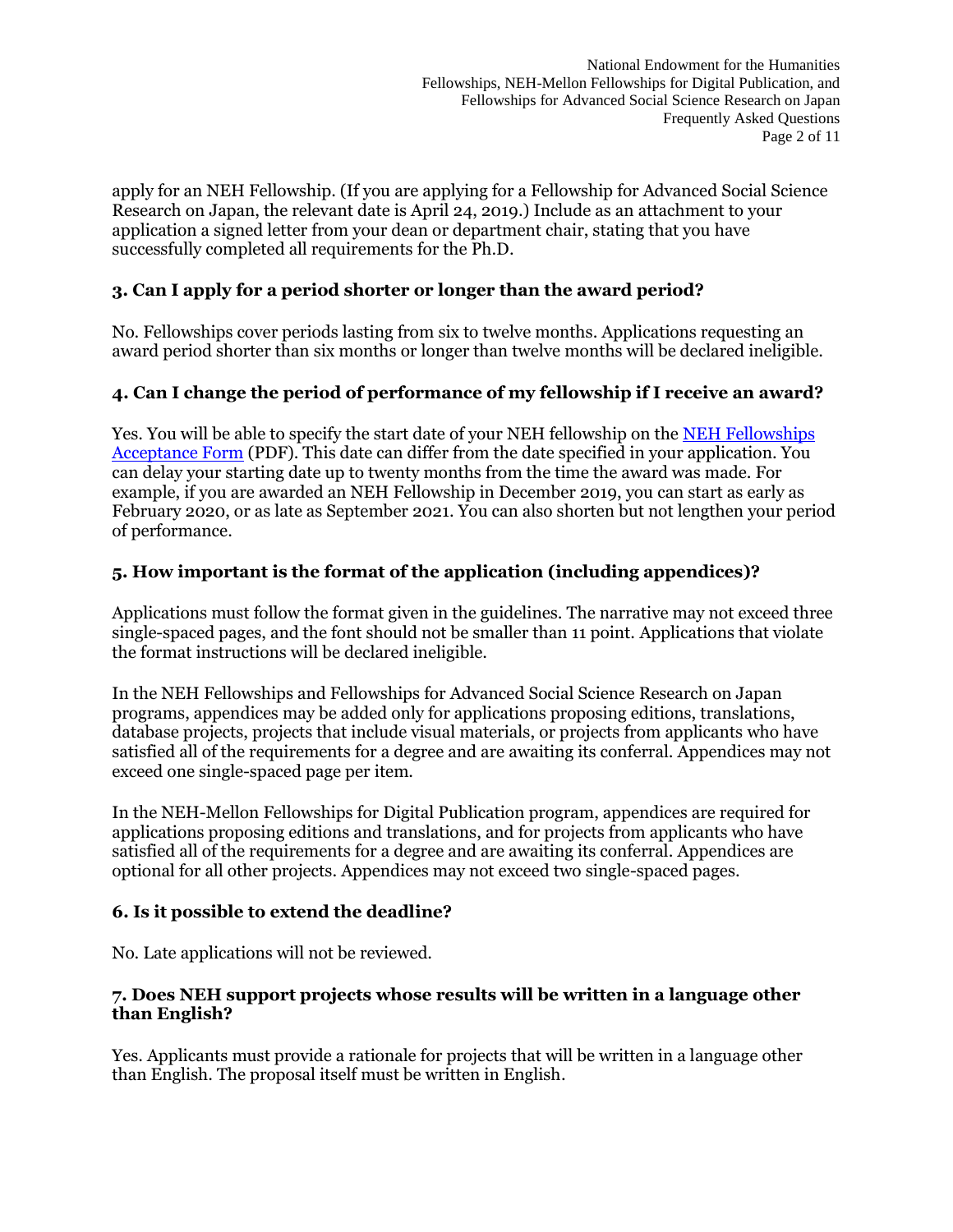apply for an NEH Fellowship. (If you are applying for a Fellowship for Advanced Social Science Research on Japan, the relevant date is April 24, 2019.) Include as an attachment to your application a signed letter from your dean or department chair, stating that you have successfully completed all requirements for the Ph.D.

### 3. Can I apply for a period shorter or longer than the award period?

No. Fellowships cover periods lasting from six to twelve months. Applications requesting an award period shorter than six months or longer than twelve months will be declared ineligible.

### 4. Can I change the period of performance of my fellowship if I receive an award?

Yes. You will be able to specify the start date of your NEH fellowship on the [NEH Fellowships Acceptance Form](#) (PDF). This date can differ from the date specified in your application. You can delay your starting date up to twenty months from the time the award was made. For example, if you are awarded an NEH Fellowship in December 2019, you can start as early as February 2020, or as late as September 2021. You can also shorten but not lengthen your period of performance.

### 5. How important is the format of the application (including appendices)?

Applications must follow the format given in the guidelines. The narrative may not exceed three single-spaced pages, and the font should not be smaller than 11 point. Applications that violate the format instructions will be declared ineligible.

In the NEH Fellowships and Fellowships for Advanced Social Science Research on Japan programs, appendices may be added only for applications proposing editions, translations, database projects, projects that include visual materials, or projects from applicants who have satisfied all of the requirements for a degree and are awaiting its conferral. Appendices may not exceed one single-spaced page per item.

In the NEH-Mellon Fellowships for Digital Publication program, appendices are required for applications proposing editions and translations, and for projects from applicants who have satisfied all of the requirements for a degree and are awaiting its conferral. Appendices are optional for all other projects. Appendices may not exceed two single-spaced pages.

### 6. Is it possible to extend the deadline?

No. Late applications will not be reviewed.

### 7. Does NEH support projects whose results will be written in a language other than English?

Yes. Applicants must provide a rationale for projects that will be written in a language other than English. The proposal itself must be written in English.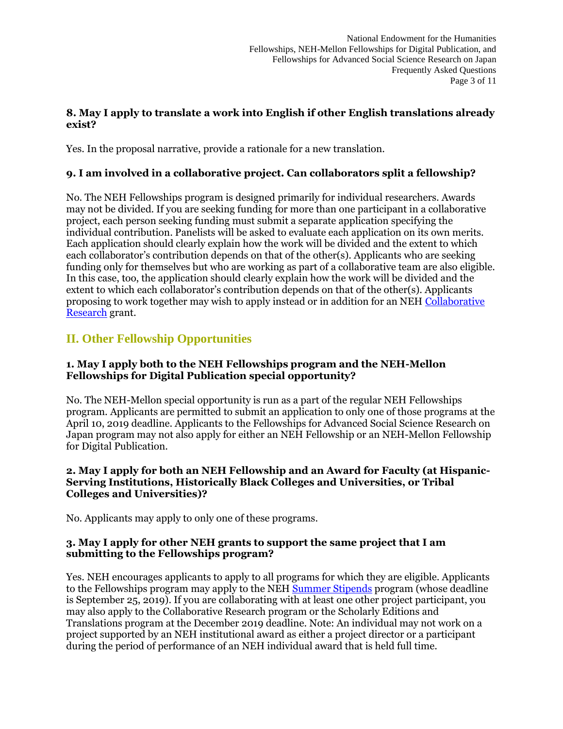**8. May I apply to translate a work into English if other English translations already exist?**

Yes. In the proposal narrative, provide a rationale for a new translation.

**9. I am involved in a collaborative project. Can collaborators split a fellowship?**

No. The NEH Fellowships program is designed primarily for individual researchers. Awards may not be divided. If you are seeking funding for more than one participant in a collaborative project, each person seeking funding must submit a separate application specifying the individual contribution. Panelists will be asked to evaluate each application on its own merits. Each application should clearly explain how the work will be divided and the extent to which each collaborator's contribution depends on that of the other(s). Applicants who are seeking funding only for themselves but who are working as part of a collaborative team are also eligible. In this case, too, the application should clearly explain how the work will be divided and the extent to which each collaborator's contribution depends on that of the other(s). Applicants proposing to work together may wish to apply instead or in addition for an NEH Collaborative Research grant.

## II. Other Fellowship Opportunities

**1. May I apply both to the NEH Fellowships program and the NEH-Mellon Fellowships for Digital Publication special opportunity?**

No. The NEH-Mellon special opportunity is run as a part of the regular NEH Fellowships program. Applicants are permitted to submit an application to only one of those programs at the April 10, 2019 deadline. Applicants to the Fellowships for Advanced Social Science Research on Japan program may not also apply for either an NEH Fellowship or an NEH-Mellon Fellowship for Digital Publication.

**2. May I apply for both an NEH Fellowship and an Award for Faculty (at Hispanic-Serving Institutions, Historically Black Colleges and Universities, or Tribal Colleges and Universities)?**

No. Applicants may apply to only one of these programs.

**3. May I apply for other NEH grants to support the same project that I am submitting to the Fellowships program?**

Yes. NEH encourages applicants to apply to all programs for which they are eligible. Applicants to the Fellowships program may apply to the NEH Summer Stipends program (whose deadline is September 25, 2019). If you are collaborating with at least one other project participant, you may also apply to the Collaborative Research program or the Scholarly Editions and Translations program at the December 2019 deadline. Note: An individual may not work on a project supported by an NEH institutional award as either a project director or a participant during the period of performance of an NEH individual award that is held full time.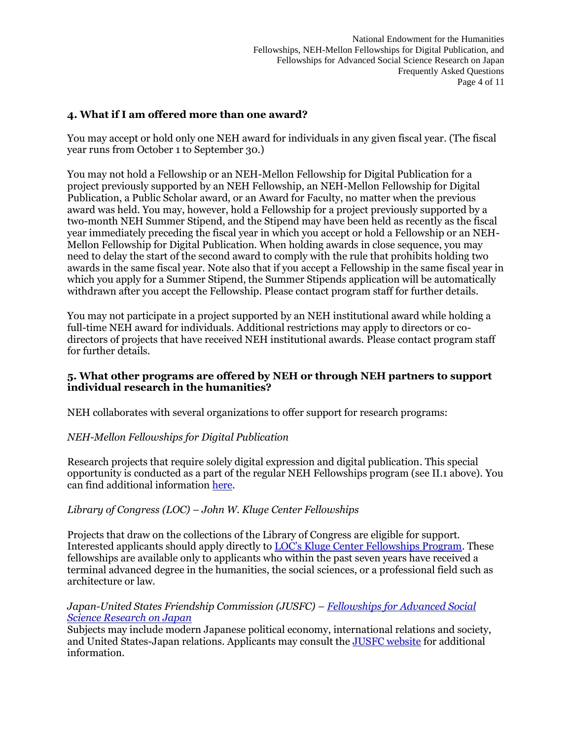### 4. What if I am offered more than one award?

You may accept or hold only one NEH award for individuals in any given fiscal year. (The fiscal year runs from October 1 to September 30.)

You may not hold a Fellowship or an NEH-Mellon Fellowship for Digital Publication for a project previously supported by an NEH Fellowship, an NEH-Mellon Fellowship for Digital Publication, a Public Scholar award, or an Award for Faculty, no matter when the previous award was held. You may, however, hold a Fellowship for a project previously supported by a two-month NEH Summer Stipend, and the Stipend may have been held as recently as the fiscal year immediately preceding the fiscal year in which you accept or hold a Fellowship or an NEH-Mellon Fellowship for Digital Publication. When holding awards in close sequence, you may need to delay the start of the second award to comply with the rule that prohibits holding two awards in the same fiscal year. Note also that if you accept a Fellowship in the same fiscal year in which you apply for a Summer Stipend, the Summer Stipends application will be automatically withdrawn after you accept the Fellowship. Please contact program staff for further details.

You may not participate in a project supported by an NEH institutional award while holding a full-time NEH award for individuals. Additional restrictions may apply to directors or co-directors of projects that have received NEH institutional awards. Please contact program staff for further details.

### 5. What other programs are offered by NEH or through NEH partners to support individual research in the humanities?

NEH collaborates with several organizations to offer support for research programs:

*NEH-Mellon Fellowships for Digital Publication*

Research projects that require solely digital expression and digital publication. This special opportunity is conducted as a part of the regular NEH Fellowships program (see II.1 above). You can find additional information here.

*Library of Congress (LOC) – John W. Kluge Center Fellowships*

Projects that draw on the collections of the Library of Congress are eligible for support. Interested applicants should apply directly to LOC's Kluge Center Fellowships Program. These fellowships are available only to applicants who within the past seven years have received a terminal advanced degree in the humanities, the social sciences, or a professional field such as architecture or law.

*Japan-United States Friendship Commission (JUSFC) – Fellowships for Advanced Social Science Research on Japan*

Subjects may include modern Japanese political economy, international relations and society, and United States-Japan relations. Applicants may consult the JUSFC website for additional information.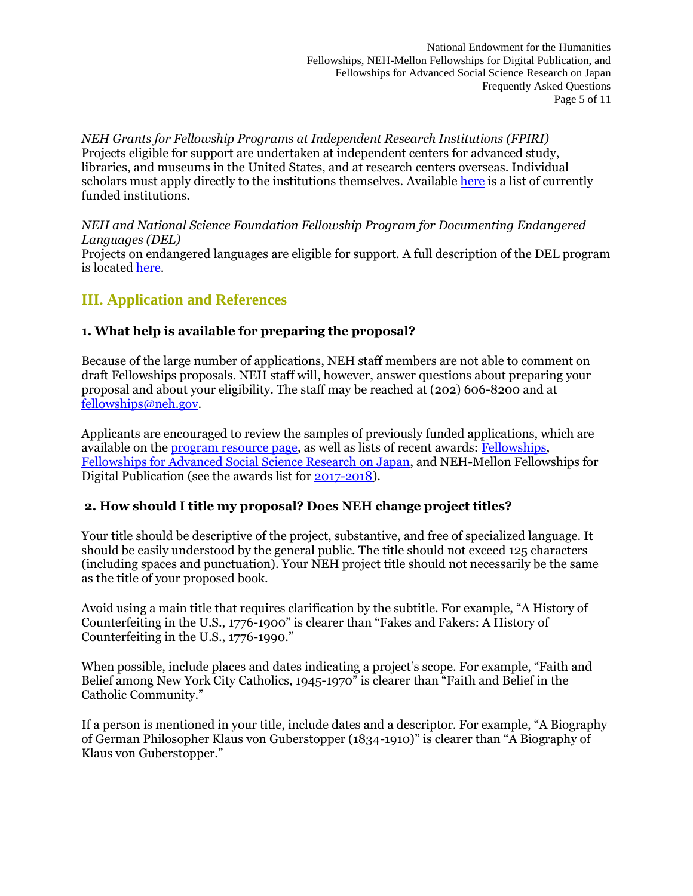*NEH Grants for Fellowship Programs at Independent Research Institutions (FPIRI)*
Projects eligible for support are undertaken at independent centers for advanced study, libraries, and museums in the United States, and at research centers overseas. Individual scholars must apply directly to the institutions themselves. Available here is a list of currently funded institutions.

*NEH and National Science Foundation Fellowship Program for Documenting Endangered Languages (DEL)*
Projects on endangered languages are eligible for support. A full description of the DEL program is located here.

## III. Application and References

### 1. What help is available for preparing the proposal?

Because of the large number of applications, NEH staff members are not able to comment on draft Fellowships proposals. NEH staff will, however, answer questions about preparing your proposal and about your eligibility. The staff may be reached at (202) 606-8200 and at fellowships@neh.gov.

Applicants are encouraged to review the samples of previously funded applications, which are available on the program resource page, as well as lists of recent awards: Fellowships, Fellowships for Advanced Social Science Research on Japan, and NEH-Mellon Fellowships for Digital Publication (see the awards list for 2017-2018).

### 2. How should I title my proposal? Does NEH change project titles?

Your title should be descriptive of the project, substantive, and free of specialized language. It should be easily understood by the general public. The title should not exceed 125 characters (including spaces and punctuation). Your NEH project title should not necessarily be the same as the title of your proposed book.

Avoid using a main title that requires clarification by the subtitle. For example, "A History of Counterfeiting in the U.S., 1776-1900" is clearer than "Fakes and Fakers: A History of Counterfeiting in the U.S., 1776-1990."

When possible, include places and dates indicating a project's scope. For example, "Faith and Belief among New York City Catholics, 1945-1970" is clearer than "Faith and Belief in the Catholic Community."

If a person is mentioned in your title, include dates and a descriptor. For example, "A Biography of German Philosopher Klaus von Guberstopper (1834-1910)" is clearer than "A Biography of Klaus von Guberstopper."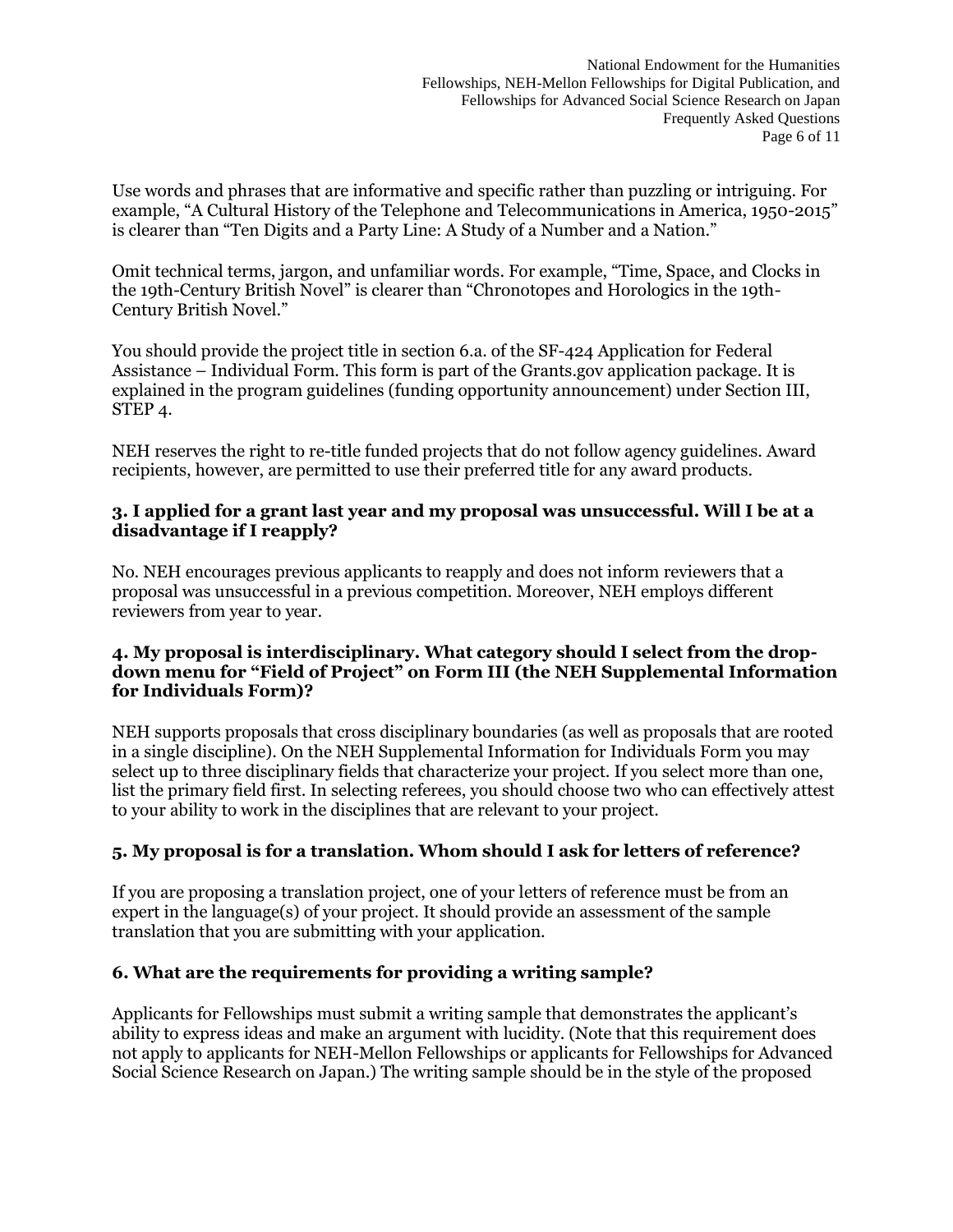Use words and phrases that are informative and specific rather than puzzling or intriguing. For example, "A Cultural History of the Telephone and Telecommunications in America, 1950-2015" is clearer than "Ten Digits and a Party Line: A Study of a Number and a Nation."

Omit technical terms, jargon, and unfamiliar words. For example, "Time, Space, and Clocks in the 19th-Century British Novel" is clearer than "Chronotopes and Horologics in the 19th-Century British Novel."

You should provide the project title in section 6.a. of the SF-424 Application for Federal Assistance – Individual Form. This form is part of the Grants.gov application package. It is explained in the program guidelines (funding opportunity announcement) under Section III, STEP 4.

NEH reserves the right to re-title funded projects that do not follow agency guidelines. Award recipients, however, are permitted to use their preferred title for any award products.

### 3. I applied for a grant last year and my proposal was unsuccessful. Will I be at a disadvantage if I reapply?

No. NEH encourages previous applicants to reapply and does not inform reviewers that a proposal was unsuccessful in a previous competition. Moreover, NEH employs different reviewers from year to year.

### 4. My proposal is interdisciplinary. What category should I select from the drop-down menu for "Field of Project" on Form III (the NEH Supplemental Information for Individuals Form)?

NEH supports proposals that cross disciplinary boundaries (as well as proposals that are rooted in a single discipline). On the NEH Supplemental Information for Individuals Form you may select up to three disciplinary fields that characterize your project. If you select more than one, list the primary field first. In selecting referees, you should choose two who can effectively attest to your ability to work in the disciplines that are relevant to your project.

### 5. My proposal is for a translation. Whom should I ask for letters of reference?

If you are proposing a translation project, one of your letters of reference must be from an expert in the language(s) of your project. It should provide an assessment of the sample translation that you are submitting with your application.

### 6. What are the requirements for providing a writing sample?

Applicants for Fellowships must submit a writing sample that demonstrates the applicant's ability to express ideas and make an argument with lucidity. (Note that this requirement does not apply to applicants for NEH-Mellon Fellowships or applicants for Fellowships for Advanced Social Science Research on Japan.) The writing sample should be in the style of the proposed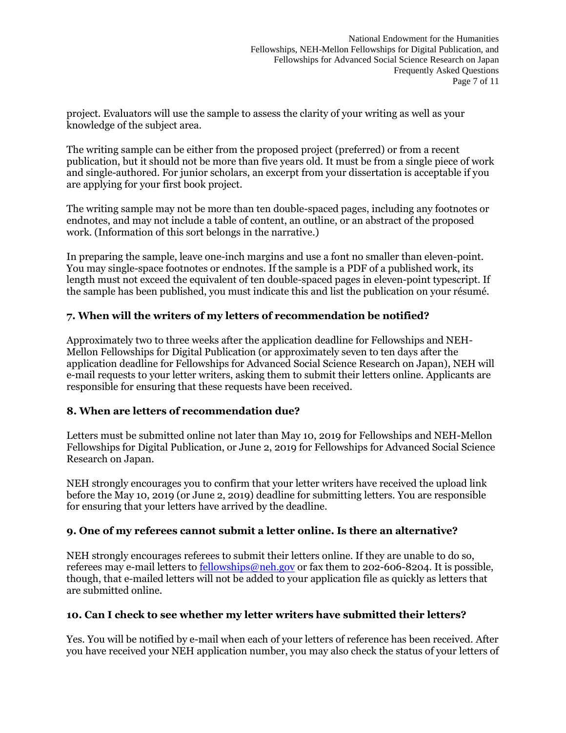project. Evaluators will use the sample to assess the clarity of your writing as well as your knowledge of the subject area.

The writing sample can be either from the proposed project (preferred) or from a recent publication, but it should not be more than five years old. It must be from a single piece of work and single-authored. For junior scholars, an excerpt from your dissertation is acceptable if you are applying for your first book project.

The writing sample may not be more than ten double-spaced pages, including any footnotes or endnotes, and may not include a table of content, an outline, or an abstract of the proposed work. (Information of this sort belongs in the narrative.)

In preparing the sample, leave one-inch margins and use a font no smaller than eleven-point. You may single-space footnotes or endnotes. If the sample is a PDF of a published work, its length must not exceed the equivalent of ten double-spaced pages in eleven-point typescript. If the sample has been published, you must indicate this and list the publication on your résumé.

### 7. When will the writers of my letters of recommendation be notified?

Approximately two to three weeks after the application deadline for Fellowships and NEH-Mellon Fellowships for Digital Publication (or approximately seven to ten days after the application deadline for Fellowships for Advanced Social Science Research on Japan), NEH will e-mail requests to your letter writers, asking them to submit their letters online. Applicants are responsible for ensuring that these requests have been received.

### 8. When are letters of recommendation due?

Letters must be submitted online not later than May 10, 2019 for Fellowships and NEH-Mellon Fellowships for Digital Publication, or June 2, 2019 for Fellowships for Advanced Social Science Research on Japan.

NEH strongly encourages you to confirm that your letter writers have received the upload link before the May 10, 2019 (or June 2, 2019) deadline for submitting letters. You are responsible for ensuring that your letters have arrived by the deadline.

### 9. One of my referees cannot submit a letter online. Is there an alternative?

NEH strongly encourages referees to submit their letters online. If they are unable to do so, referees may e-mail letters to fellowships@neh.gov or fax them to 202-606-8204. It is possible, though, that e-mailed letters will not be added to your application file as quickly as letters that are submitted online.

### 10. Can I check to see whether my letter writers have submitted their letters?

Yes. You will be notified by e-mail when each of your letters of reference has been received. After you have received your NEH application number, you may also check the status of your letters of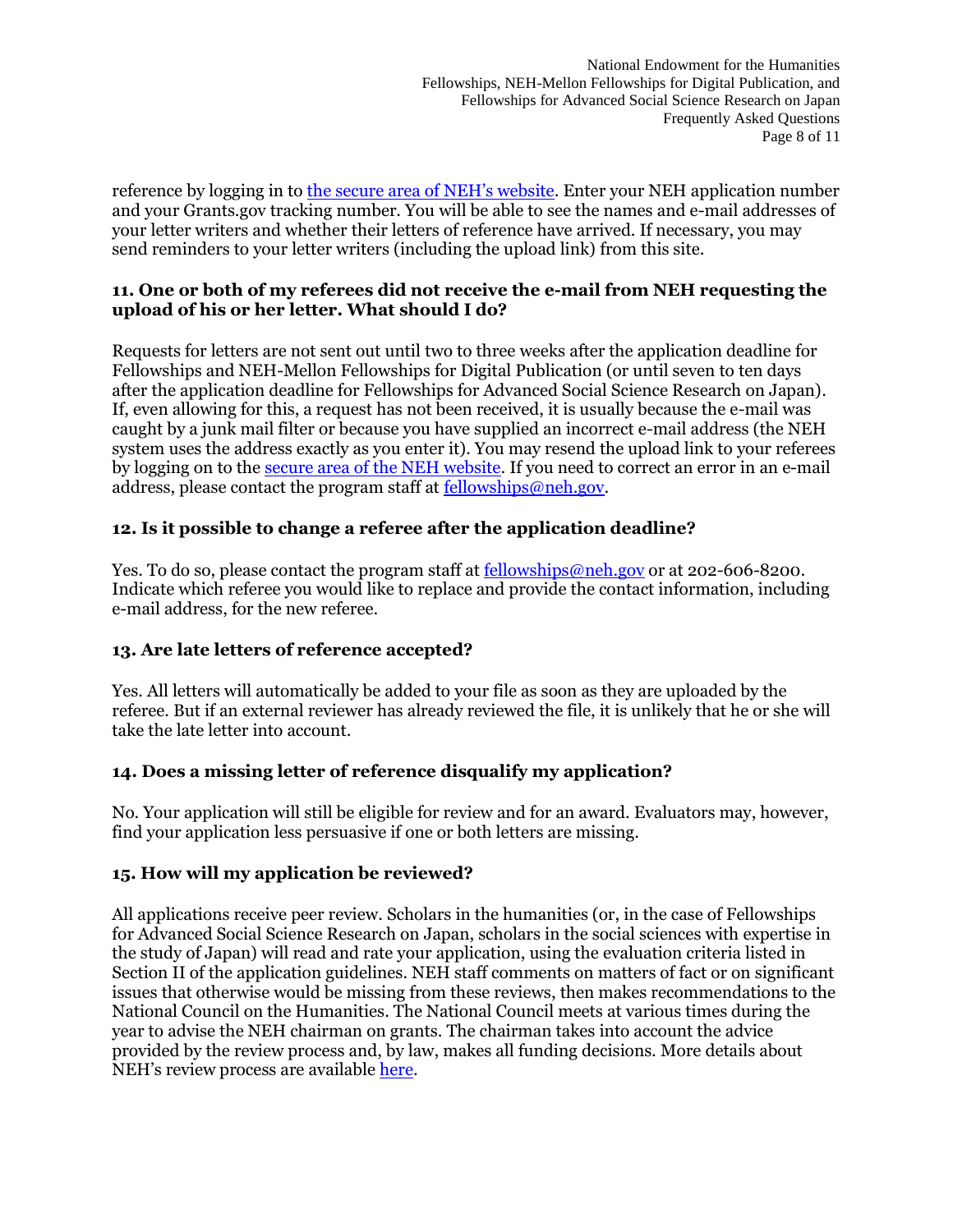reference by logging in to [the secure area of NEH's website](). Enter your NEH application number and your Grants.gov tracking number. You will be able to see the names and e-mail addresses of your letter writers and whether their letters of reference have arrived. If necessary, you may send reminders to your letter writers (including the upload link) from this site.

### 11. One or both of my referees did not receive the e-mail from NEH requesting the upload of his or her letter. What should I do?

Requests for letters are not sent out until two to three weeks after the application deadline for Fellowships and NEH-Mellon Fellowships for Digital Publication (or until seven to ten days after the application deadline for Fellowships for Advanced Social Science Research on Japan). If, even allowing for this, a request has not been received, it is usually because the e-mail was caught by a junk mail filter or because you have supplied an incorrect e-mail address (the NEH system uses the address exactly as you enter it). You may resend the upload link to your referees by logging on to the secure area of the NEH website. If you need to correct an error in an e-mail address, please contact the program staff at fellowships@neh.gov.

### 12. Is it possible to change a referee after the application deadline?

Yes. To do so, please contact the program staff at fellowships@neh.gov or at 202-606-8200. Indicate which referee you would like to replace and provide the contact information, including e-mail address, for the new referee.

### 13. Are late letters of reference accepted?

Yes. All letters will automatically be added to your file as soon as they are uploaded by the referee. But if an external reviewer has already reviewed the file, it is unlikely that he or she will take the late letter into account.

### 14. Does a missing letter of reference disqualify my application?

No. Your application will still be eligible for review and for an award. Evaluators may, however, find your application less persuasive if one or both letters are missing.

### 15. How will my application be reviewed?

All applications receive peer review. Scholars in the humanities (or, in the case of Fellowships for Advanced Social Science Research on Japan, scholars in the social sciences with expertise in the study of Japan) will read and rate your application, using the evaluation criteria listed in Section II of the application guidelines. NEH staff comments on matters of fact or on significant issues that otherwise would be missing from these reviews, then makes recommendations to the National Council on the Humanities. The National Council meets at various times during the year to advise the NEH chairman on grants. The chairman takes into account the advice provided by the review process and, by law, makes all funding decisions. More details about NEH's review process are available here.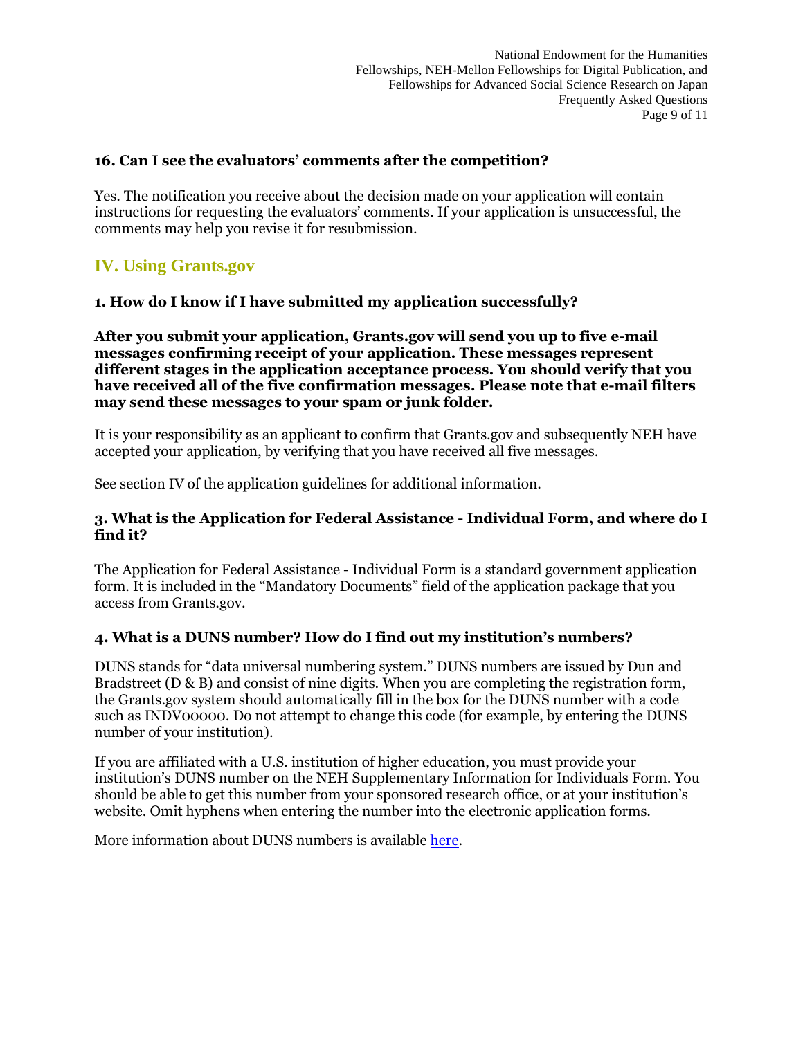### 16. Can I see the evaluators' comments after the competition?

Yes. The notification you receive about the decision made on your application will contain instructions for requesting the evaluators' comments. If your application is unsuccessful, the comments may help you revise it for resubmission.

## IV. Using Grants.gov

### 1. How do I know if I have submitted my application successfully?

**After you submit your application, Grants.gov will send you up to five e-mail messages confirming receipt of your application. These messages represent different stages in the application acceptance process. You should verify that you have received all of the five confirmation messages. Please note that e-mail filters may send these messages to your spam or junk folder.**

It is your responsibility as an applicant to confirm that Grants.gov and subsequently NEH have accepted your application, by verifying that you have received all five messages.

See section IV of the application guidelines for additional information.

### 3. What is the Application for Federal Assistance - Individual Form, and where do I find it?

The Application for Federal Assistance - Individual Form is a standard government application form. It is included in the "Mandatory Documents" field of the application package that you access from Grants.gov.

### 4. What is a DUNS number? How do I find out my institution's numbers?

DUNS stands for "data universal numbering system." DUNS numbers are issued by Dun and Bradstreet (D & B) and consist of nine digits. When you are completing the registration form, the Grants.gov system should automatically fill in the box for the DUNS number with a code such as INDV00000. Do not attempt to change this code (for example, by entering the DUNS number of your institution).

If you are affiliated with a U.S. institution of higher education, you must provide your institution's DUNS number on the NEH Supplementary Information for Individuals Form. You should be able to get this number from your sponsored research office, or at your institution's website. Omit hyphens when entering the number into the electronic application forms.

More information about DUNS numbers is available here.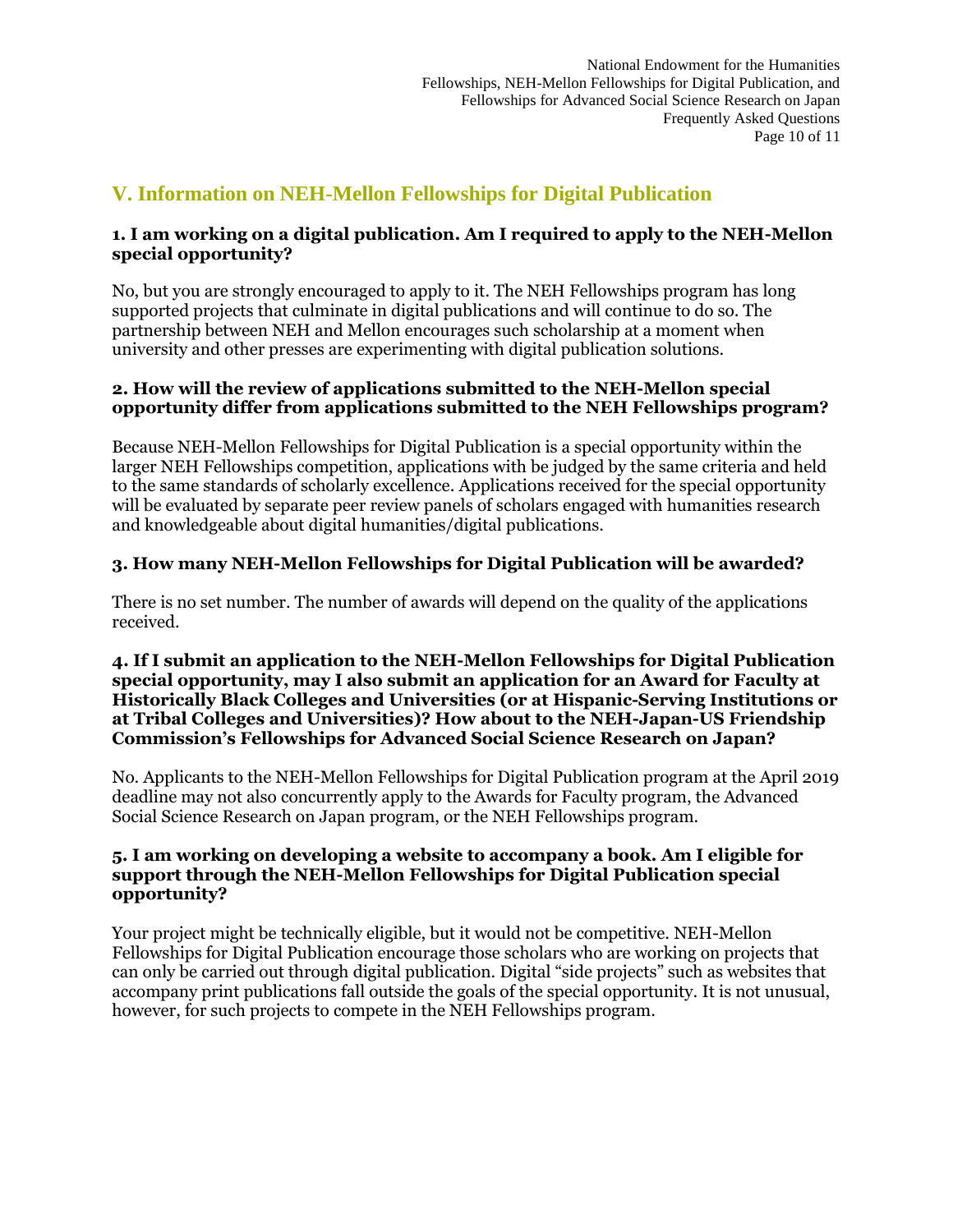## V. Information on NEH-Mellon Fellowships for Digital Publication

### 1. I am working on a digital publication. Am I required to apply to the NEH-Mellon special opportunity?

No, but you are strongly encouraged to apply to it. The NEH Fellowships program has long supported projects that culminate in digital publications and will continue to do so. The partnership between NEH and Mellon encourages such scholarship at a moment when university and other presses are experimenting with digital publication solutions.

### 2. How will the review of applications submitted to the NEH-Mellon special opportunity differ from applications submitted to the NEH Fellowships program?

Because NEH-Mellon Fellowships for Digital Publication is a special opportunity within the larger NEH Fellowships competition, applications with be judged by the same criteria and held to the same standards of scholarly excellence. Applications received for the special opportunity will be evaluated by separate peer review panels of scholars engaged with humanities research and knowledgeable about digital humanities/digital publications.

### 3. How many NEH-Mellon Fellowships for Digital Publication will be awarded?

There is no set number. The number of awards will depend on the quality of the applications received.

### 4. If I submit an application to the NEH-Mellon Fellowships for Digital Publication special opportunity, may I also submit an application for an Award for Faculty at Historically Black Colleges and Universities (or at Hispanic-Serving Institutions or at Tribal Colleges and Universities)? How about to the NEH-Japan-US Friendship Commission's Fellowships for Advanced Social Science Research on Japan?

No. Applicants to the NEH-Mellon Fellowships for Digital Publication program at the April 2019 deadline may not also concurrently apply to the Awards for Faculty program, the Advanced Social Science Research on Japan program, or the NEH Fellowships program.

### 5. I am working on developing a website to accompany a book. Am I eligible for support through the NEH-Mellon Fellowships for Digital Publication special opportunity?

Your project might be technically eligible, but it would not be competitive. NEH-Mellon Fellowships for Digital Publication encourage those scholars who are working on projects that can only be carried out through digital publication. Digital "side projects" such as websites that accompany print publications fall outside the goals of the special opportunity. It is not unusual, however, for such projects to compete in the NEH Fellowships program.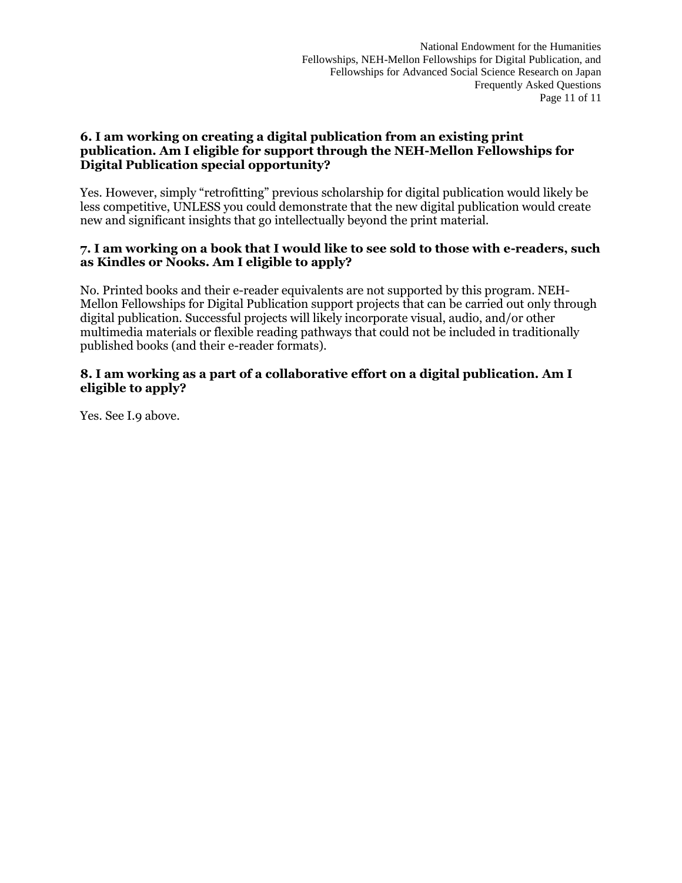**6. I am working on creating a digital publication from an existing print publication. Am I eligible for support through the NEH-Mellon Fellowships for Digital Publication special opportunity?**

Yes. However, simply "retrofitting" previous scholarship for digital publication would likely be less competitive, UNLESS you could demonstrate that the new digital publication would create new and significant insights that go intellectually beyond the print material.

**7. I am working on a book that I would like to see sold to those with e-readers, such as Kindles or Nooks. Am I eligible to apply?**

No. Printed books and their e-reader equivalents are not supported by this program. NEH-Mellon Fellowships for Digital Publication support projects that can be carried out only through digital publication. Successful projects will likely incorporate visual, audio, and/or other multimedia materials or flexible reading pathways that could not be included in traditionally published books (and their e-reader formats).

**8. I am working as a part of a collaborative effort on a digital publication. Am I eligible to apply?**

Yes. See I.9 above.